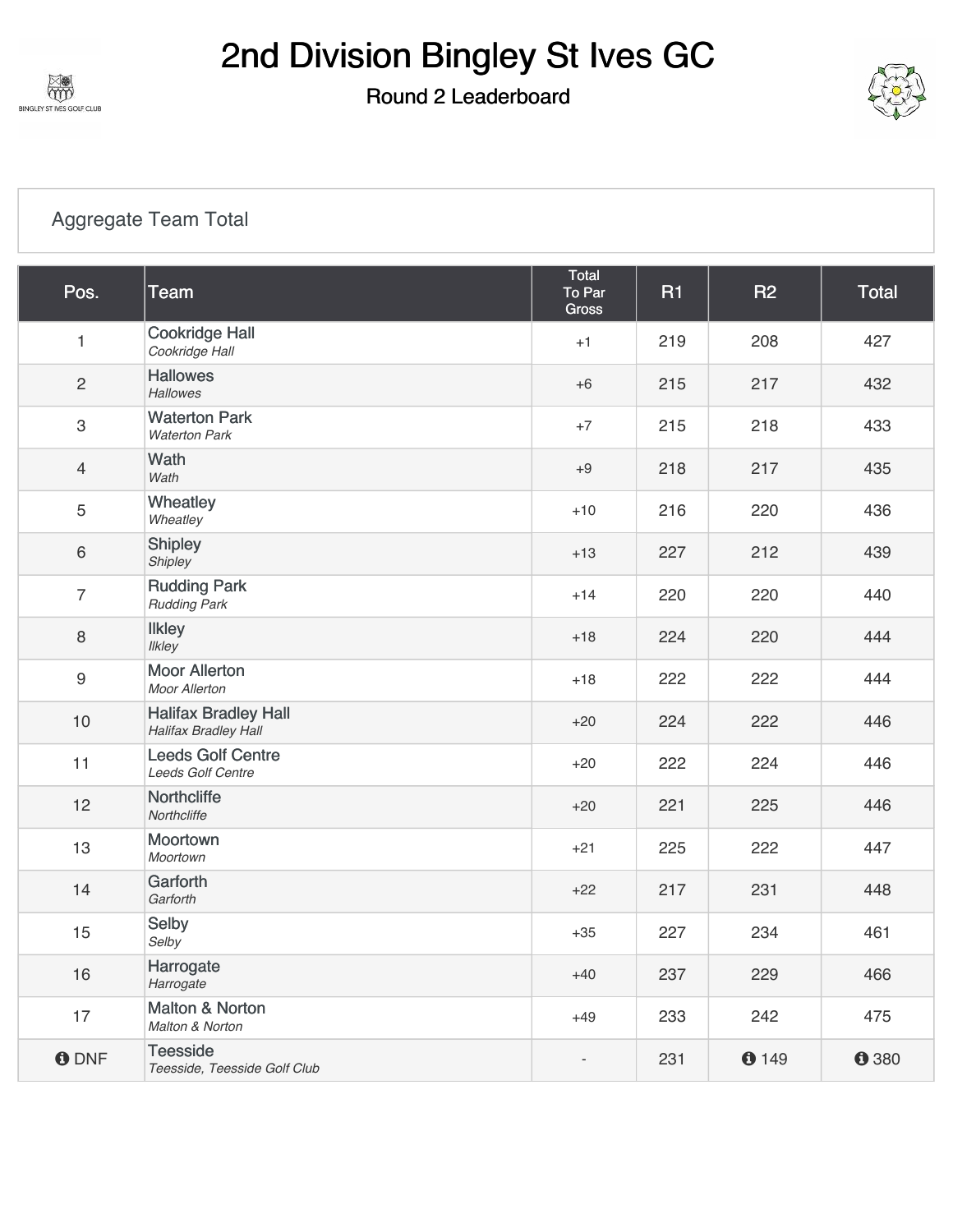# 2nd Division Bingley St Ives GC

## Round 2 Leaderboard

### Aggregate Team Total

| Pos. | Team | Total To Par Gross | R1 | R2 | Total |
|---|---|---|---|---|---|
| 1 | **Cookridge Hall**<br>*Cookridge Hall* | +1 | 219 | 208 | 427 |
| 2 | **Hallowes**<br>*Hallowes* | +6 | 215 | 217 | 432 |
| 3 | **Waterton Park**<br>*Waterton Park* | +7 | 215 | 218 | 433 |
| 4 | **Wath**<br>*Wath* | +9 | 218 | 217 | 435 |
| 5 | **Wheatley**<br>*Wheatley* | +10 | 216 | 220 | 436 |
| 6 | **Shipley**<br>*Shipley* | +13 | 227 | 212 | 439 |
| 7 | **Rudding Park**<br>*Rudding Park* | +14 | 220 | 220 | 440 |
| 8 | **Ilkley**<br>*Ilkley* | +18 | 224 | 220 | 444 |
| 9 | **Moor Allerton**<br>*Moor Allerton* | +18 | 222 | 222 | 444 |
| 10 | **Halifax Bradley Hall**<br>*Halifax Bradley Hall* | +20 | 224 | 222 | 446 |
| 11 | **Leeds Golf Centre**<br>*Leeds Golf Centre* | +20 | 222 | 224 | 446 |
| 12 | **Northcliffe**<br>*Northcliffe* | +20 | 221 | 225 | 446 |
| 13 | **Moortown**<br>*Moortown* | +21 | 225 | 222 | 447 |
| 14 | **Garforth**<br>*Garforth* | +22 | 217 | 231 | 448 |
| 15 | **Selby**<br>*Selby* | +35 | 227 | 234 | 461 |
| 16 | **Harrogate**<br>*Harrogate* | +40 | 237 | 229 | 466 |
| 17 | **Malton & Norton**<br>*Malton & Norton* | +49 | 233 | 242 | 475 |
| DNF | **Teesside**<br>*Teesside, Teesside Golf Club* | - | 231 | 149 | 380 |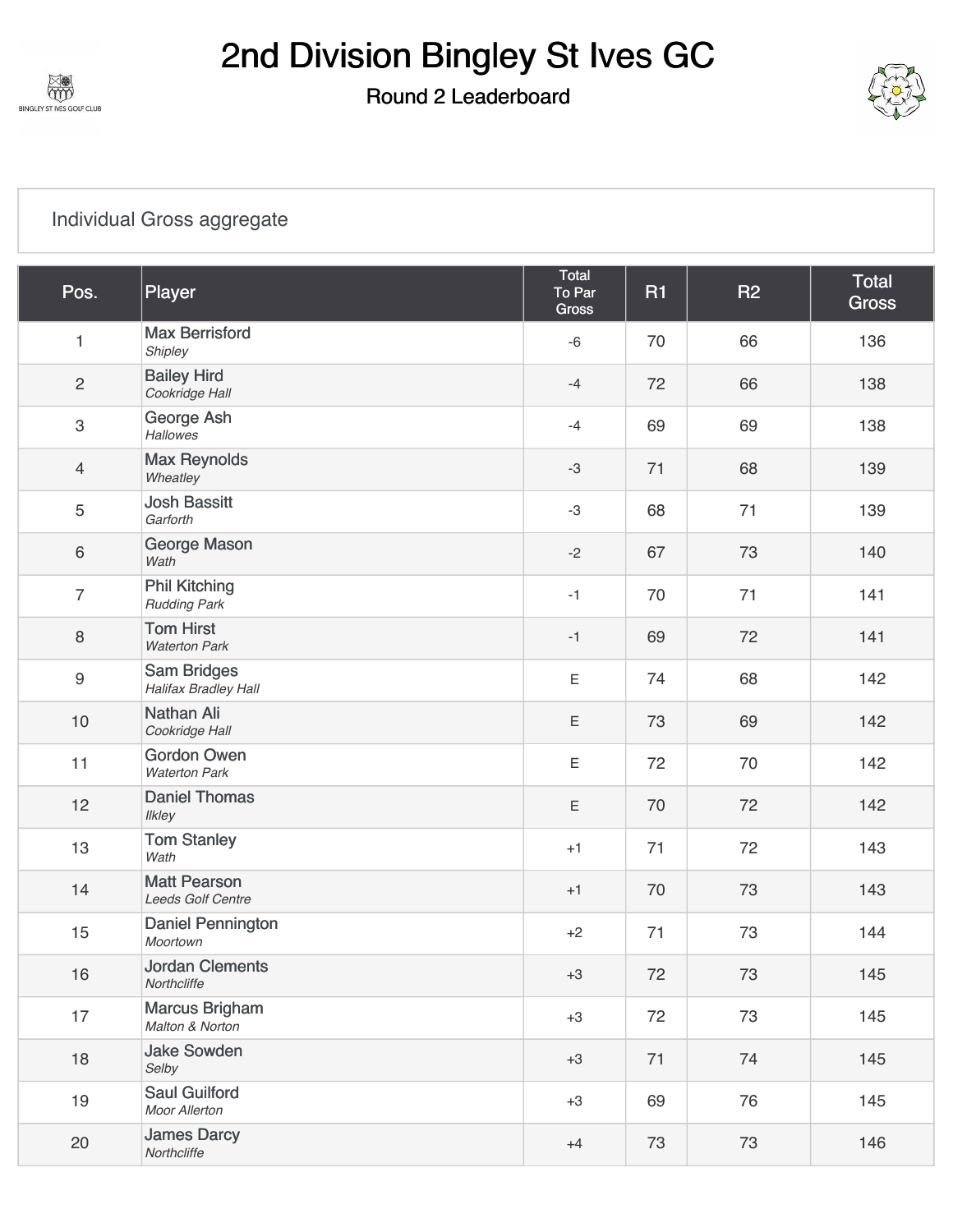# 2nd Division Bingley St Ives GC

## Round 2 Leaderboard

Individual Gross aggregate

| Pos. | Player | Total To Par Gross | R1 | R2 | Total Gross |
|---|---|---|---|---|---|
| 1 | Max Berrisford *Shipley* | -6 | 70 | 66 | 136 |
| 2 | Bailey Hird *Cookridge Hall* | -4 | 72 | 66 | 138 |
| 3 | George Ash *Hallowes* | -4 | 69 | 69 | 138 |
| 4 | Max Reynolds *Wheatley* | -3 | 71 | 68 | 139 |
| 5 | Josh Bassitt *Garforth* | -3 | 68 | 71 | 139 |
| 6 | George Mason *Wath* | -2 | 67 | 73 | 140 |
| 7 | Phil Kitching *Rudding Park* | -1 | 70 | 71 | 141 |
| 8 | Tom Hirst *Waterton Park* | -1 | 69 | 72 | 141 |
| 9 | Sam Bridges *Halifax Bradley Hall* | E | 74 | 68 | 142 |
| 10 | Nathan Ali *Cookridge Hall* | E | 73 | 69 | 142 |
| 11 | Gordon Owen *Waterton Park* | E | 72 | 70 | 142 |
| 12 | Daniel Thomas *Ilkley* | E | 70 | 72 | 142 |
| 13 | Tom Stanley *Wath* | +1 | 71 | 72 | 143 |
| 14 | Matt Pearson *Leeds Golf Centre* | +1 | 70 | 73 | 143 |
| 15 | Daniel Pennington *Moortown* | +2 | 71 | 73 | 144 |
| 16 | Jordan Clements *Northcliffe* | +3 | 72 | 73 | 145 |
| 17 | Marcus Brigham *Malton & Norton* | +3 | 72 | 73 | 145 |
| 18 | Jake Sowden *Selby* | +3 | 71 | 74 | 145 |
| 19 | Saul Guilford *Moor Allerton* | +3 | 69 | 76 | 145 |
| 20 | James Darcy *Northcliffe* | +4 | 73 | 73 | 146 |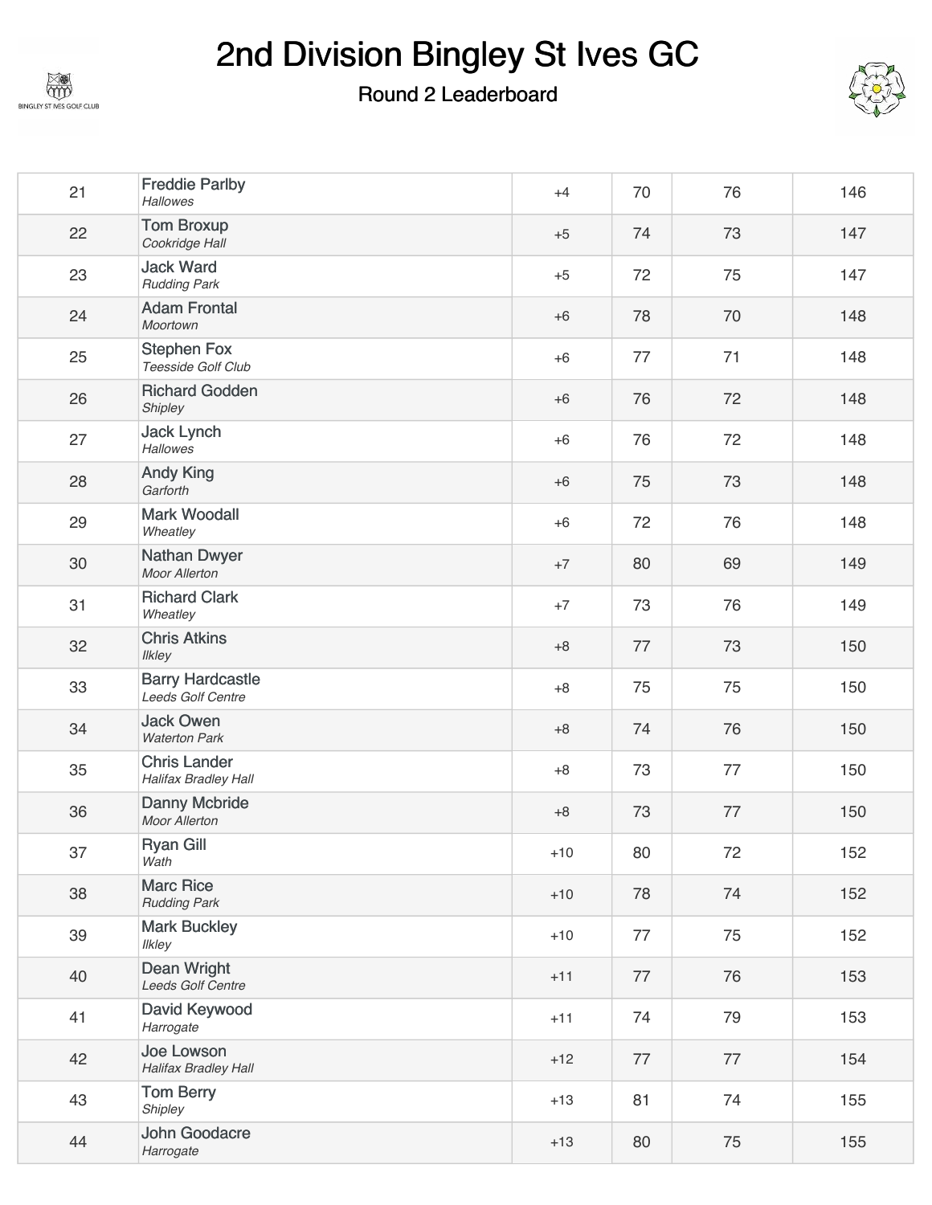# 2nd Division Bingley St Ives GC

## Round 2 Leaderboard

| Pos | Player | To Par | R1 | R2 | Total |
|---|---|---|---|---|---|
| 21 | Freddie Parlby *Hallowes* | +4 | 70 | 76 | 146 |
| 22 | Tom Broxup *Cookridge Hall* | +5 | 74 | 73 | 147 |
| 23 | Jack Ward *Rudding Park* | +5 | 72 | 75 | 147 |
| 24 | Adam Frontal *Moortown* | +6 | 78 | 70 | 148 |
| 25 | Stephen Fox *Teesside Golf Club* | +6 | 77 | 71 | 148 |
| 26 | Richard Godden *Shipley* | +6 | 76 | 72 | 148 |
| 27 | Jack Lynch *Hallowes* | +6 | 76 | 72 | 148 |
| 28 | Andy King *Garforth* | +6 | 75 | 73 | 148 |
| 29 | Mark Woodall *Wheatley* | +6 | 72 | 76 | 148 |
| 30 | Nathan Dwyer *Moor Allerton* | +7 | 80 | 69 | 149 |
| 31 | Richard Clark *Wheatley* | +7 | 73 | 76 | 149 |
| 32 | Chris Atkins *Ilkley* | +8 | 77 | 73 | 150 |
| 33 | Barry Hardcastle *Leeds Golf Centre* | +8 | 75 | 75 | 150 |
| 34 | Jack Owen *Waterton Park* | +8 | 74 | 76 | 150 |
| 35 | Chris Lander *Halifax Bradley Hall* | +8 | 73 | 77 | 150 |
| 36 | Danny Mcbride *Moor Allerton* | +8 | 73 | 77 | 150 |
| 37 | Ryan Gill *Wath* | +10 | 80 | 72 | 152 |
| 38 | Marc Rice *Rudding Park* | +10 | 78 | 74 | 152 |
| 39 | Mark Buckley *Ilkley* | +10 | 77 | 75 | 152 |
| 40 | Dean Wright *Leeds Golf Centre* | +11 | 77 | 76 | 153 |
| 41 | David Keywood *Harrogate* | +11 | 74 | 79 | 153 |
| 42 | Joe Lowson *Halifax Bradley Hall* | +12 | 77 | 77 | 154 |
| 43 | Tom Berry *Shipley* | +13 | 81 | 74 | 155 |
| 44 | John Goodacre *Harrogate* | +13 | 80 | 75 | 155 |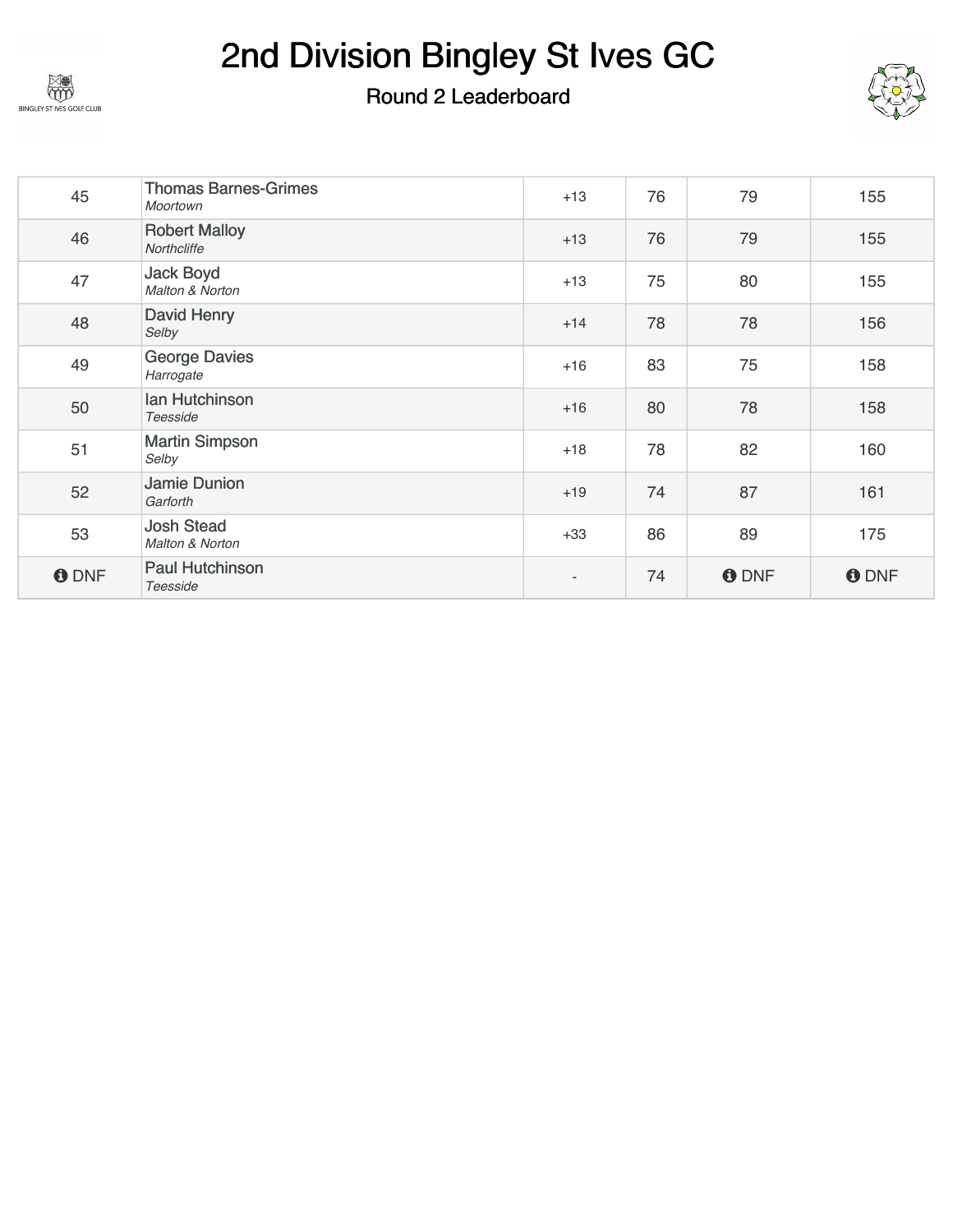# 2nd Division Bingley St Ives GC

## Round 2 Leaderboard

| | | | | | |
|---|---|---|---|---|---|
| 45 | Thomas Barnes-Grimes<br>*Moortown* | +13 | 76 | 79 | 155 |
| 46 | Robert Malloy<br>*Northcliffe* | +13 | 76 | 79 | 155 |
| 47 | Jack Boyd<br>*Malton & Norton* | +13 | 75 | 80 | 155 |
| 48 | David Henry<br>*Selby* | +14 | 78 | 78 | 156 |
| 49 | George Davies<br>*Harrogate* | +16 | 83 | 75 | 158 |
| 50 | Ian Hutchinson<br>*Teesside* | +16 | 80 | 78 | 158 |
| 51 | Martin Simpson<br>*Selby* | +18 | 78 | 82 | 160 |
| 52 | Jamie Dunion<br>*Garforth* | +19 | 74 | 87 | 161 |
| 53 | Josh Stead<br>*Malton & Norton* | +33 | 86 | 89 | 175 |
| DNF | Paul Hutchinson<br>*Teesside* | - | 74 | DNF | DNF |